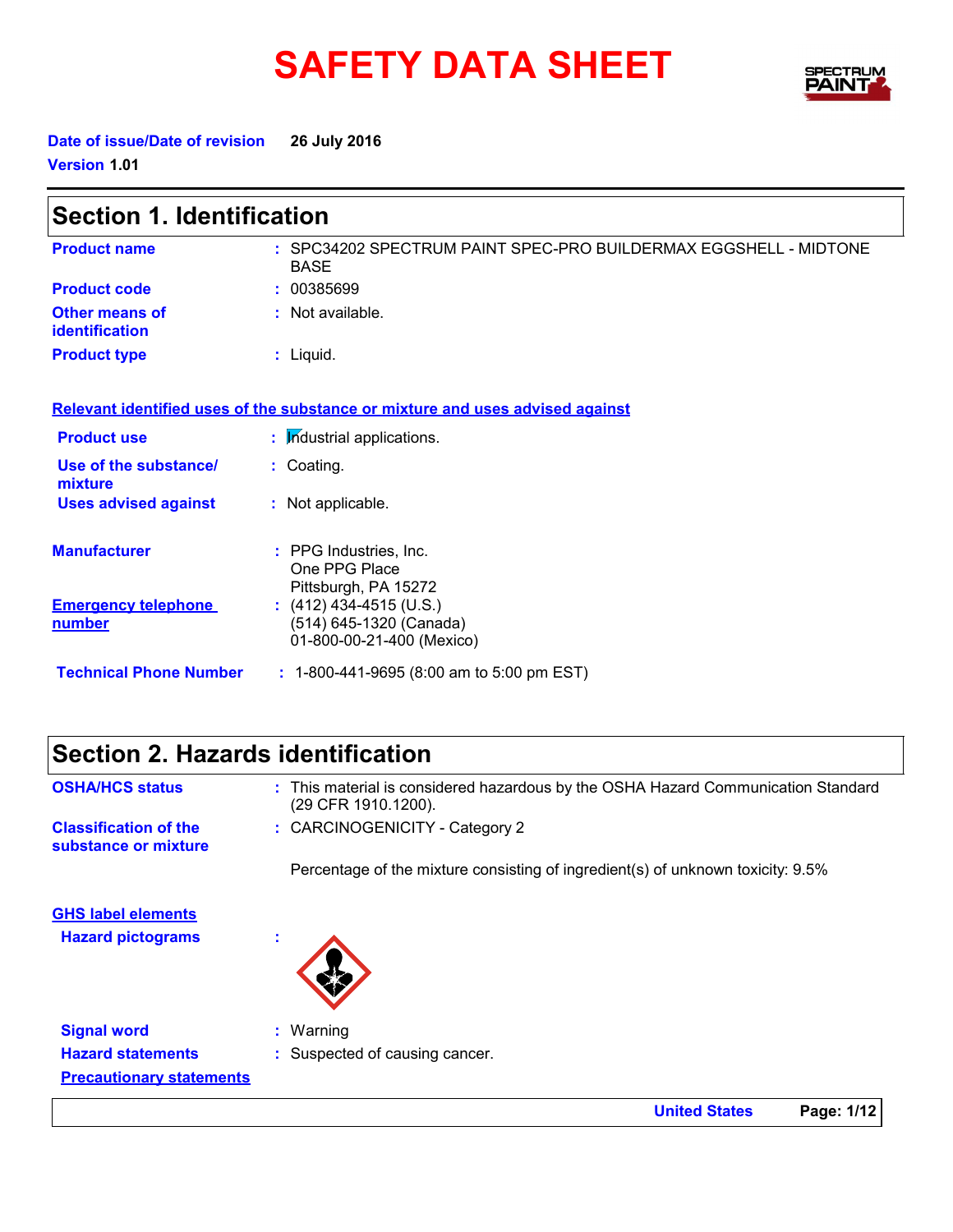# SAFETY DATA SHEET

**Date of issue/Date of revision** 26 July 2016

**Version** 1.01

## Section 1. Identification

| | |
|---|---|
| **Product name** | : SPC34202 SPECTRUM PAINT SPEC-PRO BUILDERMAX EGGSHELL - MIDTONE BASE |
| **Product code** | : 00385699 |
| **Other means of identification** | : Not available. |
| **Product type** | : Liquid. |

**Relevant identified uses of the substance or mixture and uses advised against**

| | |
|---|---|
| **Product use** | : Industrial applications. |
| **Use of the substance/ mixture** | : Coating. |
| **Uses advised against** | : Not applicable. |

| | |
|---|---|
| **Manufacturer** | : PPG Industries, Inc.<br>One PPG Place<br>Pittsburgh, PA 15272 |
| **Emergency telephone number** | : (412) 434-4515 (U.S.)<br>(514) 645-1320 (Canada)<br>01-800-00-21-400 (Mexico) |
| **Technical Phone Number** | : 1-800-441-9695 (8:00 am to 5:00 pm EST) |

## Section 2. Hazards identification

| | |
|---|---|
| **OSHA/HCS status** | : This material is considered hazardous by the OSHA Hazard Communication Standard (29 CFR 1910.1200). |
| **Classification of the substance or mixture** | : CARCINOGENICITY - Category 2 |
| | Percentage of the mixture consisting of ingredient(s) of unknown toxicity: 9.5% |

**GHS label elements**

| | |
|---|---|
| **Hazard pictograms** | : |
| **Signal word** | : Warning |
| **Hazard statements** | : Suspected of causing cancer. |

**Precautionary statements**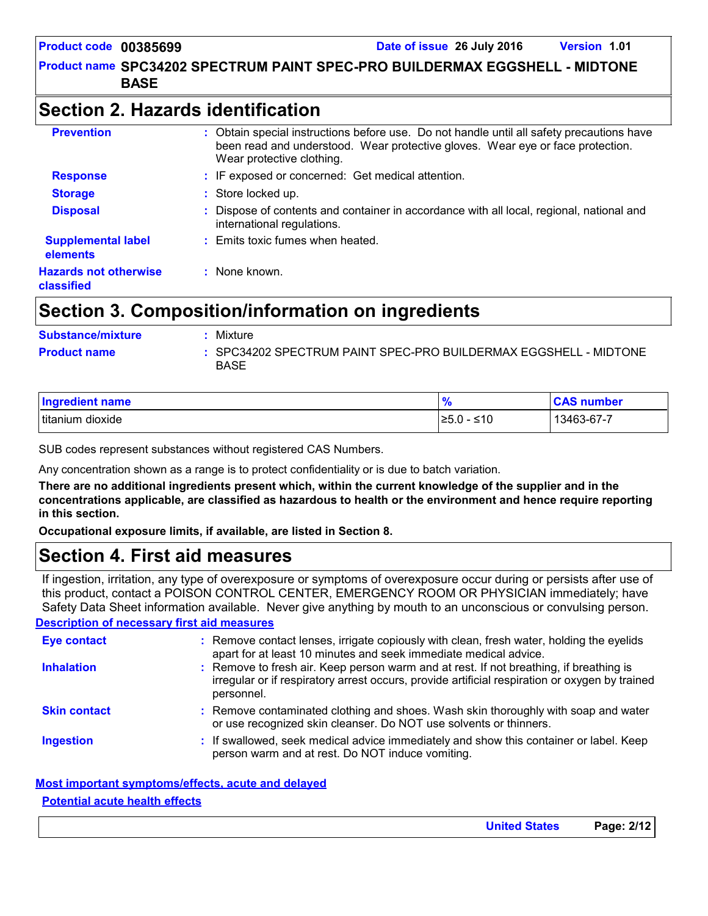## Section 2. Hazards identification

**Prevention** : Obtain special instructions before use. Do not handle until all safety precautions have been read and understood. Wear protective gloves. Wear eye or face protection. Wear protective clothing.

**Response** : IF exposed or concerned: Get medical attention.

**Storage** : Store locked up.

**Disposal** : Dispose of contents and container in accordance with all local, regional, national and international regulations.

**Supplemental label elements** : Emits toxic fumes when heated.

**Hazards not otherwise classified** : None known.

## Section 3. Composition/information on ingredients

**Substance/mixture** : Mixture

**Product name** : SPC34202 SPECTRUM PAINT SPEC-PRO BUILDERMAX EGGSHELL - MIDTONE BASE

| Ingredient name | % | CAS number |
| --- | --- | --- |
| titanium dioxide | ≥5.0 - ≤10 | 13463-67-7 |

SUB codes represent substances without registered CAS Numbers.

Any concentration shown as a range is to protect confidentiality or is due to batch variation.

**There are no additional ingredients present which, within the current knowledge of the supplier and in the concentrations applicable, are classified as hazardous to health or the environment and hence require reporting in this section.**

**Occupational exposure limits, if available, are listed in Section 8.**

## Section 4. First aid measures

If ingestion, irritation, any type of overexposure or symptoms of overexposure occur during or persists after use of this product, contact a POISON CONTROL CENTER, EMERGENCY ROOM OR PHYSICIAN immediately; have Safety Data Sheet information available. Never give anything by mouth to an unconscious or convulsing person.

**Description of necessary first aid measures**

**Eye contact** : Remove contact lenses, irrigate copiously with clean, fresh water, holding the eyelids apart for at least 10 minutes and seek immediate medical advice.

**Inhalation** : Remove to fresh air. Keep person warm and at rest. If not breathing, if breathing is irregular or if respiratory arrest occurs, provide artificial respiration or oxygen by trained personnel.

**Skin contact** : Remove contaminated clothing and shoes. Wash skin thoroughly with soap and water or use recognized skin cleanser. Do NOT use solvents or thinners.

**Ingestion** : If swallowed, seek medical advice immediately and show this container or label. Keep person warm and at rest. Do NOT induce vomiting.

**Most important symptoms/effects, acute and delayed**

**Potential acute health effects**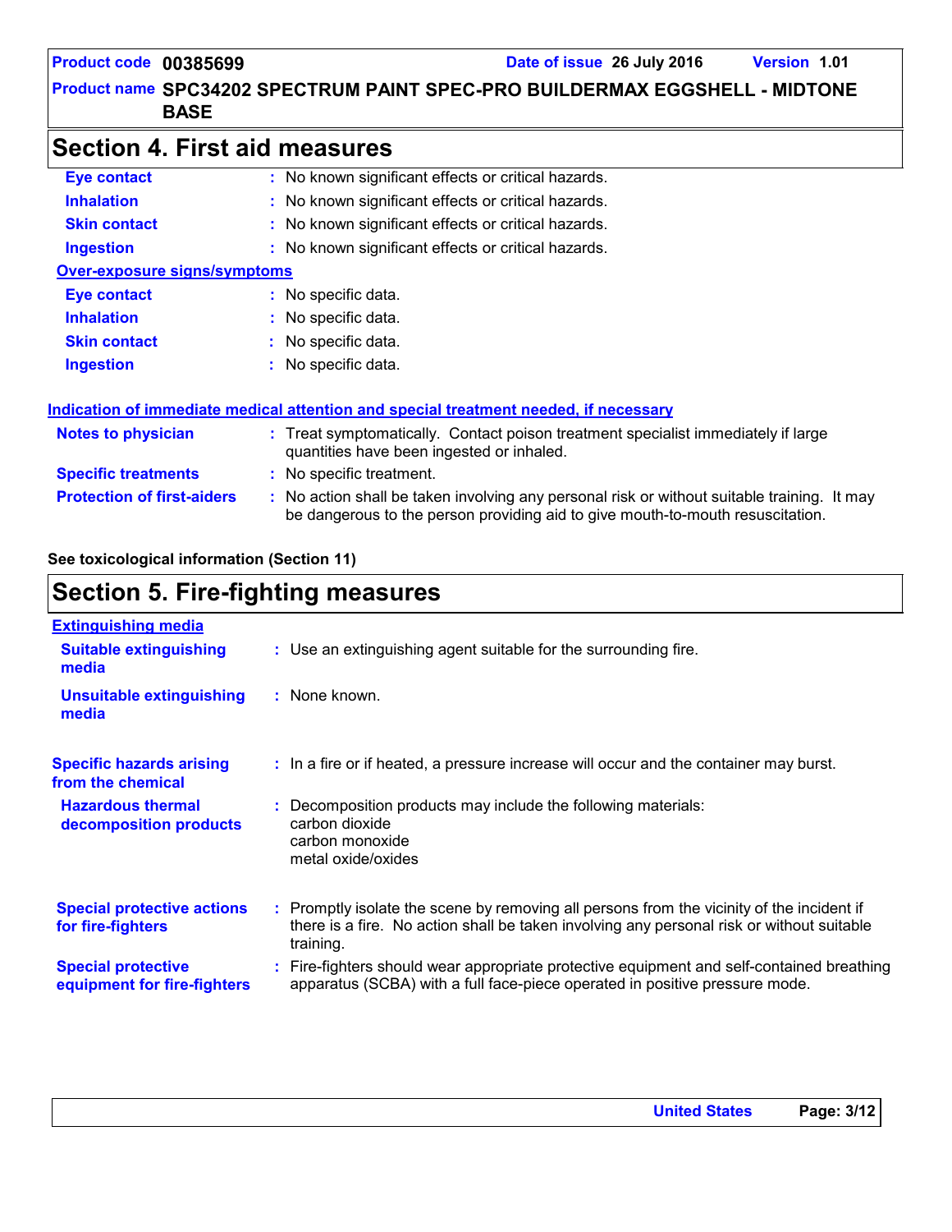## Section 4. First aid measures

| | |
|---|---|
| **Eye contact** | : No known significant effects or critical hazards. |
| **Inhalation** | : No known significant effects or critical hazards. |
| **Skin contact** | : No known significant effects or critical hazards. |
| **Ingestion** | : No known significant effects or critical hazards. |

**Over-exposure signs/symptoms**

| | |
|---|---|
| **Eye contact** | : No specific data. |
| **Inhalation** | : No specific data. |
| **Skin contact** | : No specific data. |
| **Ingestion** | : No specific data. |

**Indication of immediate medical attention and special treatment needed, if necessary**

| | |
|---|---|
| **Notes to physician** | : Treat symptomatically. Contact poison treatment specialist immediately if large quantities have been ingested or inhaled. |
| **Specific treatments** | : No specific treatment. |
| **Protection of first-aiders** | : No action shall be taken involving any personal risk or without suitable training. It may be dangerous to the person providing aid to give mouth-to-mouth resuscitation. |

**See toxicological information (Section 11)**

## Section 5. Fire-fighting measures

**Extinguishing media**

| | |
|---|---|
| **Suitable extinguishing media** | : Use an extinguishing agent suitable for the surrounding fire. |
| **Unsuitable extinguishing media** | : None known. |
| **Specific hazards arising from the chemical** | : In a fire or if heated, a pressure increase will occur and the container may burst. |
| **Hazardous thermal decomposition products** | : Decomposition products may include the following materials: carbon dioxide, carbon monoxide, metal oxide/oxides |
| **Special protective actions for fire-fighters** | : Promptly isolate the scene by removing all persons from the vicinity of the incident if there is a fire. No action shall be taken involving any personal risk or without suitable training. |
| **Special protective equipment for fire-fighters** | : Fire-fighters should wear appropriate protective equipment and self-contained breathing apparatus (SCBA) with a full face-piece operated in positive pressure mode. |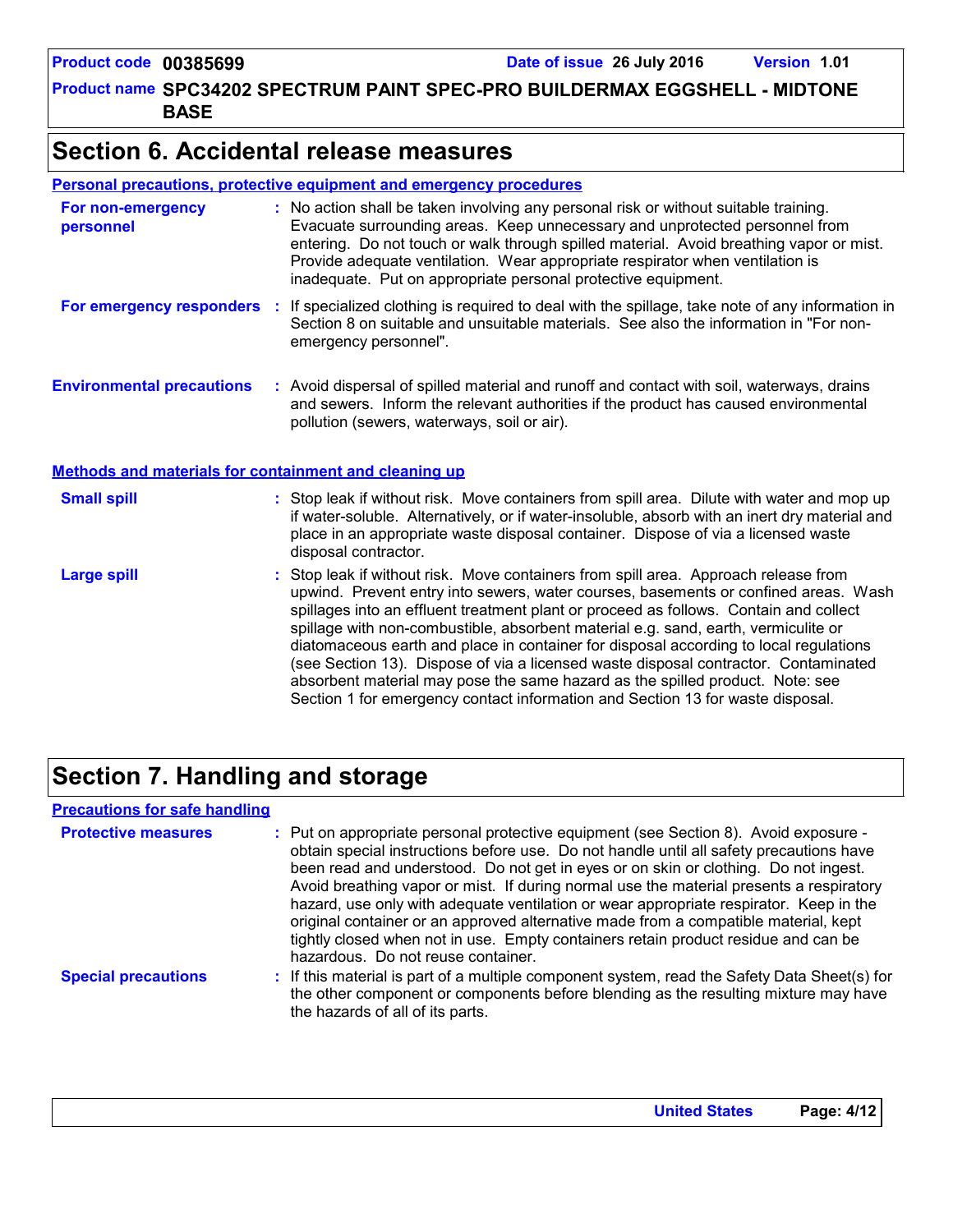# Section 6. Accidental release measures

## Personal precautions, protective equipment and emergency procedures

**For non-emergency personnel** : No action shall be taken involving any personal risk or without suitable training. Evacuate surrounding areas. Keep unnecessary and unprotected personnel from entering. Do not touch or walk through spilled material. Avoid breathing vapor or mist. Provide adequate ventilation. Wear appropriate respirator when ventilation is inadequate. Put on appropriate personal protective equipment.

**For emergency responders** : If specialized clothing is required to deal with the spillage, take note of any information in Section 8 on suitable and unsuitable materials. See also the information in "For non-emergency personnel".

**Environmental precautions** : Avoid dispersal of spilled material and runoff and contact with soil, waterways, drains and sewers. Inform the relevant authorities if the product has caused environmental pollution (sewers, waterways, soil or air).

## Methods and materials for containment and cleaning up

**Small spill** : Stop leak if without risk. Move containers from spill area. Dilute with water and mop up if water-soluble. Alternatively, or if water-insoluble, absorb with an inert dry material and place in an appropriate waste disposal container. Dispose of via a licensed waste disposal contractor.

**Large spill** : Stop leak if without risk. Move containers from spill area. Approach release from upwind. Prevent entry into sewers, water courses, basements or confined areas. Wash spillages into an effluent treatment plant or proceed as follows. Contain and collect spillage with non-combustible, absorbent material e.g. sand, earth, vermiculite or diatomaceous earth and place in container for disposal according to local regulations (see Section 13). Dispose of via a licensed waste disposal contractor. Contaminated absorbent material may pose the same hazard as the spilled product. Note: see Section 1 for emergency contact information and Section 13 for waste disposal.

# Section 7. Handling and storage

## Precautions for safe handling

**Protective measures** : Put on appropriate personal protective equipment (see Section 8). Avoid exposure - obtain special instructions before use. Do not handle until all safety precautions have been read and understood. Do not get in eyes or on skin or clothing. Do not ingest. Avoid breathing vapor or mist. If during normal use the material presents a respiratory hazard, use only with adequate ventilation or wear appropriate respirator. Keep in the original container or an approved alternative made from a compatible material, kept tightly closed when not in use. Empty containers retain product residue and can be hazardous. Do not reuse container.

**Special precautions** : If this material is part of a multiple component system, read the Safety Data Sheet(s) for the other component or components before blending as the resulting mixture may have the hazards of all of its parts.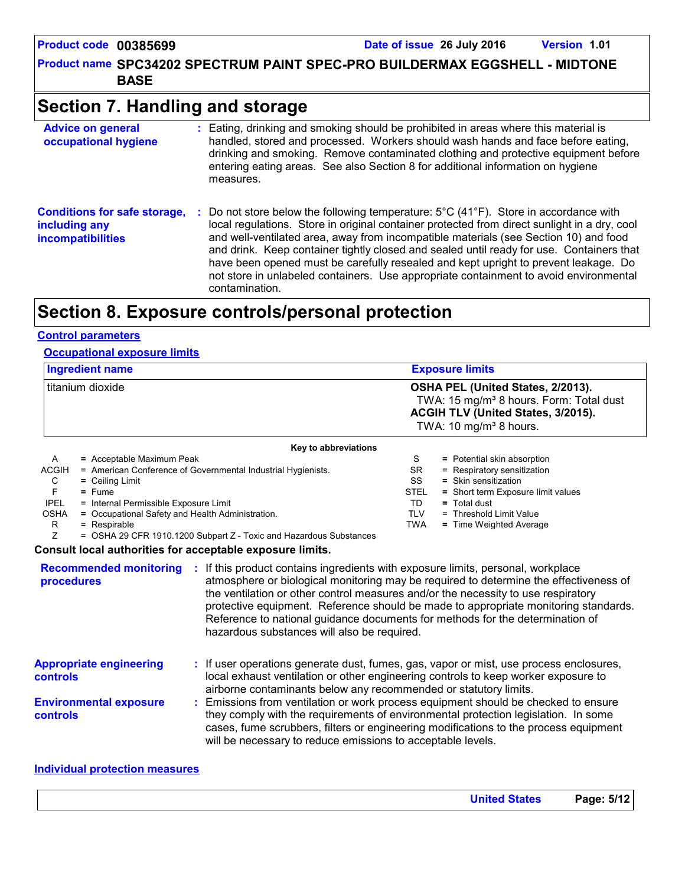# Section 7. Handling and storage

**Advice on general occupational hygiene** : Eating, drinking and smoking should be prohibited in areas where this material is handled, stored and processed. Workers should wash hands and face before eating, drinking and smoking. Remove contaminated clothing and protective equipment before entering eating areas. See also Section 8 for additional information on hygiene measures.

**Conditions for safe storage, including any incompatibilities** : Do not store below the following temperature: 5°C (41°F). Store in accordance with local regulations. Store in original container protected from direct sunlight in a dry, cool and well-ventilated area, away from incompatible materials (see Section 10) and food and drink. Keep container tightly closed and sealed until ready for use. Containers that have been opened must be carefully resealed and kept upright to prevent leakage. Do not store in unlabeled containers. Use appropriate containment to avoid environmental contamination.

# Section 8. Exposure controls/personal protection

## Control parameters

### Occupational exposure limits

| Ingredient name | Exposure limits |
| --- | --- |
| titanium dioxide | **OSHA PEL (United States, 2/2013).** TWA: 15 mg/m³ 8 hours. Form: Total dust **ACGIH TLV (United States, 3/2015).** TWA: 10 mg/m³ 8 hours. |

**Key to abbreviations**

| | | | |
| --- | --- | --- | --- |
| A | = Acceptable Maximum Peak | S | = Potential skin absorption |
| ACGIH | = American Conference of Governmental Industrial Hygienists. | SR | = Respiratory sensitization |
| C | = Ceiling Limit | SS | = Skin sensitization |
| F | = Fume | STEL | = Short term Exposure limit values |
| IPEL | = Internal Permissible Exposure Limit | TD | = Total dust |
| OSHA | = Occupational Safety and Health Administration. | TLV | = Threshold Limit Value |
| R | = Respirable | TWA | = Time Weighted Average |
| Z | = OSHA 29 CFR 1910.1200 Subpart Z - Toxic and Hazardous Substances | | |

**Consult local authorities for acceptable exposure limits.**

**Recommended monitoring procedures** : If this product contains ingredients with exposure limits, personal, workplace atmosphere or biological monitoring may be required to determine the effectiveness of the ventilation or other control measures and/or the necessity to use respiratory protective equipment. Reference should be made to appropriate monitoring standards. Reference to national guidance documents for methods for the determination of hazardous substances will also be required.

**Appropriate engineering controls** : If user operations generate dust, fumes, gas, vapor or mist, use process enclosures, local exhaust ventilation or other engineering controls to keep worker exposure to airborne contaminants below any recommended or statutory limits.

**Environmental exposure controls** : Emissions from ventilation or work process equipment should be checked to ensure they comply with the requirements of environmental protection legislation. In some cases, fume scrubbers, filters or engineering modifications to the process equipment will be necessary to reduce emissions to acceptable levels.

## Individual protection measures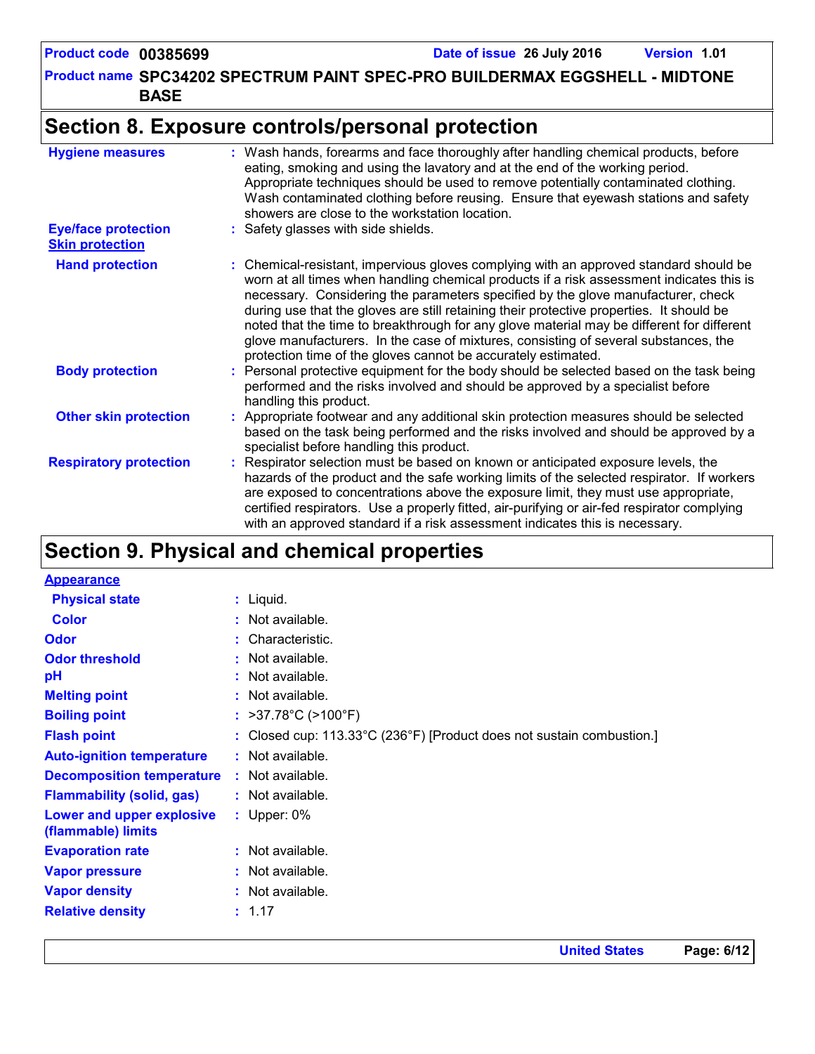## Section 8. Exposure controls/personal protection

**Hygiene measures** : Wash hands, forearms and face thoroughly after handling chemical products, before eating, smoking and using the lavatory and at the end of the working period. Appropriate techniques should be used to remove potentially contaminated clothing. Wash contaminated clothing before reusing. Ensure that eyewash stations and safety showers are close to the workstation location.

**Eye/face protection** : Safety glasses with side shields.

**Skin protection**

**Hand protection** : Chemical-resistant, impervious gloves complying with an approved standard should be worn at all times when handling chemical products if a risk assessment indicates this is necessary. Considering the parameters specified by the glove manufacturer, check during use that the gloves are still retaining their protective properties. It should be noted that the time to breakthrough for any glove material may be different for different glove manufacturers. In the case of mixtures, consisting of several substances, the protection time of the gloves cannot be accurately estimated.

**Body protection** : Personal protective equipment for the body should be selected based on the task being performed and the risks involved and should be approved by a specialist before handling this product.

**Other skin protection** : Appropriate footwear and any additional skin protection measures should be selected based on the task being performed and the risks involved and should be approved by a specialist before handling this product.

**Respiratory protection** : Respirator selection must be based on known or anticipated exposure levels, the hazards of the product and the safe working limits of the selected respirator. If workers are exposed to concentrations above the exposure limit, they must use appropriate, certified respirators. Use a properly fitted, air-purifying or air-fed respirator complying with an approved standard if a risk assessment indicates this is necessary.

## Section 9. Physical and chemical properties

**Appearance**

**Physical state** : Liquid.

**Color** : Not available.

**Odor** : Characteristic.

**Odor threshold** : Not available.

**pH** : Not available.

**Melting point** : Not available.

**Boiling point** : >37.78°C (>100°F)

**Flash point** : Closed cup: 113.33°C (236°F) [Product does not sustain combustion.]

**Auto-ignition temperature** : Not available.

**Decomposition temperature** : Not available.

**Flammability (solid, gas)** : Not available.

**Lower and upper explosive (flammable) limits** : Upper: 0%

**Evaporation rate** : Not available.

**Vapor pressure** : Not available.

**Vapor density** : Not available.

**Relative density** : 1.17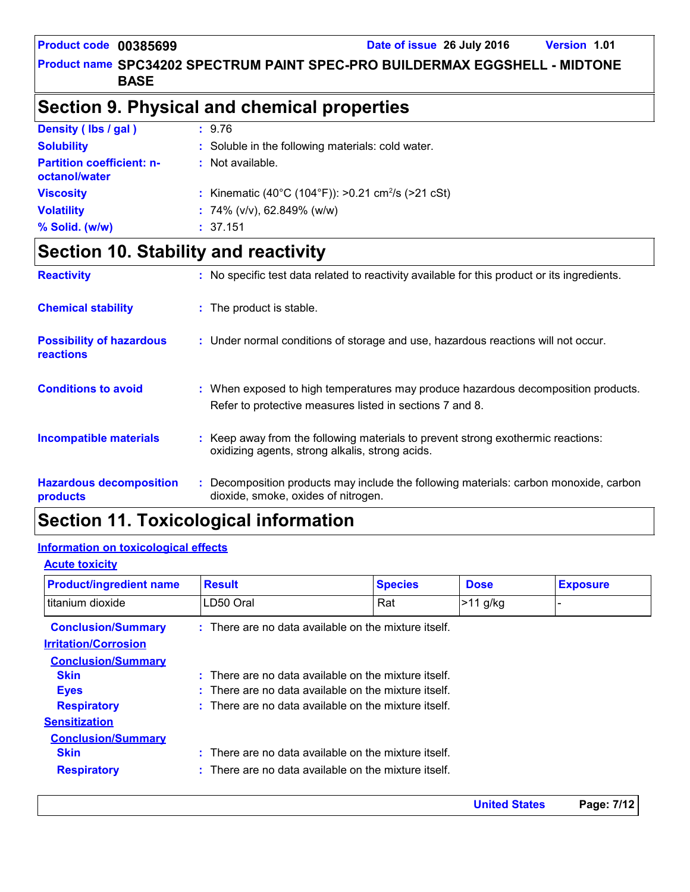# Section 9. Physical and chemical properties

**Density ( lbs / gal )** : 9.76

**Solubility** : Soluble in the following materials: cold water.

**Partition coefficient: n-octanol/water** : Not available.

**Viscosity** : Kinematic (40°C (104°F)): >0.21 $cm^2/s$ (>21 cSt)

**Volatility** : 74% (v/v), 62.849% (w/w)

**% Solid. (w/w)** : 37.151

# Section 10. Stability and reactivity

**Reactivity** : No specific test data related to reactivity available for this product or its ingredients.

**Chemical stability** : The product is stable.

**Possibility of hazardous reactions** : Under normal conditions of storage and use, hazardous reactions will not occur.

**Conditions to avoid** : When exposed to high temperatures may produce hazardous decomposition products. Refer to protective measures listed in sections 7 and 8.

**Incompatible materials** : Keep away from the following materials to prevent strong exothermic reactions: oxidizing agents, strong alkalis, strong acids.

**Hazardous decomposition products** : Decomposition products may include the following materials: carbon monoxide, carbon dioxide, smoke, oxides of nitrogen.

# Section 11. Toxicological information

## Information on toxicological effects

### Acute toxicity

| Product/ingredient name | Result | Species | Dose | Exposure |
|---|---|---|---|---|
| titanium dioxide | LD50 Oral | Rat | >11 g/kg | - |

**Conclusion/Summary** : There are no data available on the mixture itself.

### Irritation/Corrosion

**Conclusion/Summary**

**Skin** : There are no data available on the mixture itself.

**Eyes** : There are no data available on the mixture itself.

**Respiratory** : There are no data available on the mixture itself.

### Sensitization

**Conclusion/Summary**

**Skin** : There are no data available on the mixture itself.

**Respiratory** : There are no data available on the mixture itself.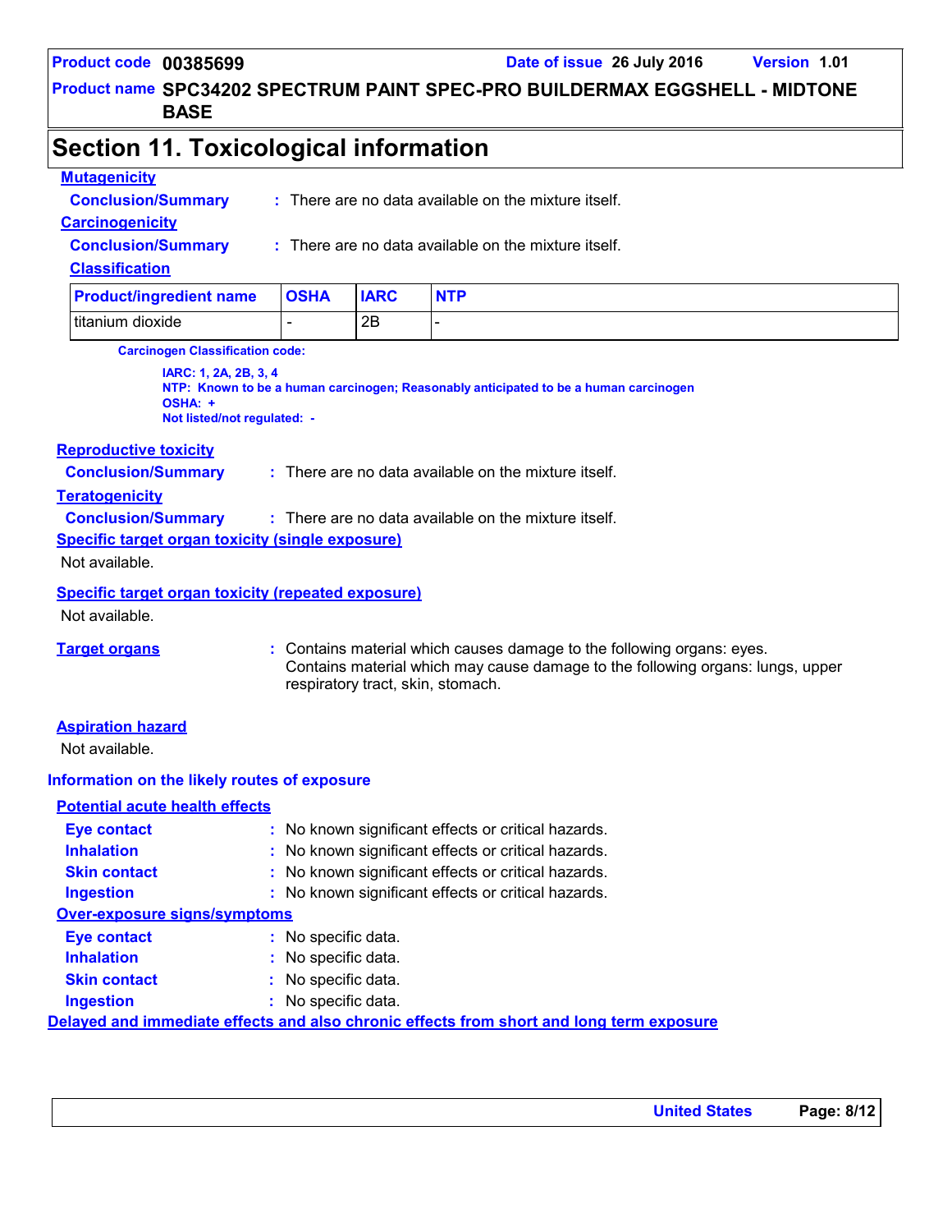## Section 11. Toxicological information

### Mutagenicity

**Conclusion/Summary** : There are no data available on the mixture itself.

### Carcinogenicity

**Conclusion/Summary** : There are no data available on the mixture itself.

### Classification

| Product/ingredient name | OSHA | IARC | NTP |
|---|---|---|---|
| titanium dioxide | - | 2B | - |

**Carcinogen Classification code:**

**IARC: 1, 2A, 2B, 3, 4**
**NTP: Known to be a human carcinogen; Reasonably anticipated to be a human carcinogen**
**OSHA: +**
**Not listed/not regulated: -**

### Reproductive toxicity

**Conclusion/Summary** : There are no data available on the mixture itself.

### Teratogenicity

**Conclusion/Summary** : There are no data available on the mixture itself.

### Specific target organ toxicity (single exposure)

Not available.

### Specific target organ toxicity (repeated exposure)

Not available.

**Target organs** : Contains material which causes damage to the following organs: eyes. Contains material which may cause damage to the following organs: lungs, upper respiratory tract, skin, stomach.

### Aspiration hazard

Not available.

### Information on the likely routes of exposure

### Potential acute health effects

**Eye contact** : No known significant effects or critical hazards.
**Inhalation** : No known significant effects or critical hazards.
**Skin contact** : No known significant effects or critical hazards.
**Ingestion** : No known significant effects or critical hazards.

### Over-exposure signs/symptoms

**Eye contact** : No specific data.
**Inhalation** : No specific data.
**Skin contact** : No specific data.
**Ingestion** : No specific data.

### Delayed and immediate effects and also chronic effects from short and long term exposure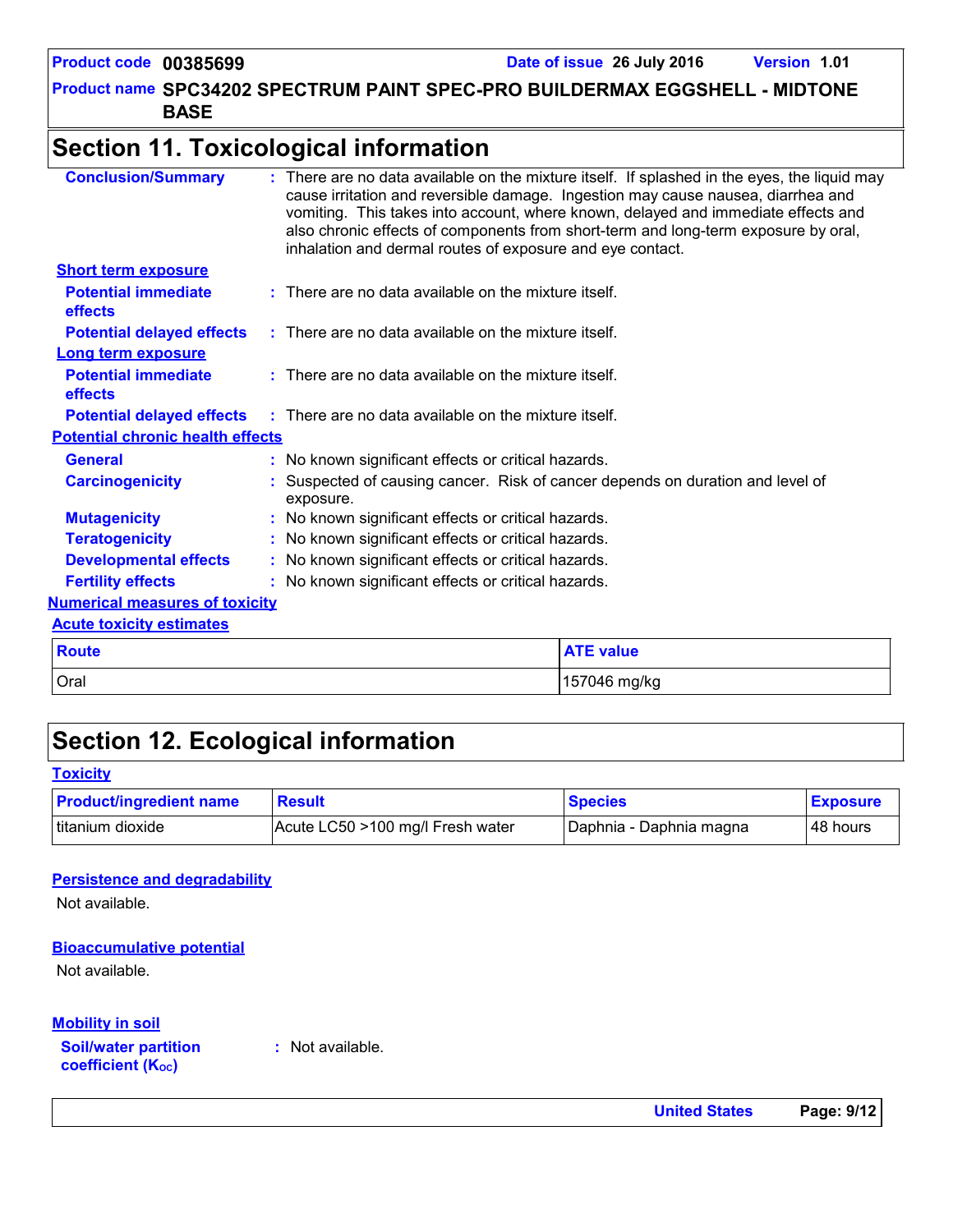## Section 11. Toxicological information

**Conclusion/Summary** : There are no data available on the mixture itself. If splashed in the eyes, the liquid may cause irritation and reversible damage. Ingestion may cause nausea, diarrhea and vomiting. This takes into account, where known, delayed and immediate effects and also chronic effects of components from short-term and long-term exposure by oral, inhalation and dermal routes of exposure and eye contact.

**Short term exposure**

**Potential immediate effects** : There are no data available on the mixture itself.

**Potential delayed effects** : There are no data available on the mixture itself.

**Long term exposure**

**Potential immediate effects** : There are no data available on the mixture itself.

**Potential delayed effects** : There are no data available on the mixture itself.

**Potential chronic health effects**

**General** : No known significant effects or critical hazards.

**Carcinogenicity** : Suspected of causing cancer. Risk of cancer depends on duration and level of exposure.

**Mutagenicity** : No known significant effects or critical hazards.

**Teratogenicity** : No known significant effects or critical hazards.

**Developmental effects** : No known significant effects or critical hazards.

**Fertility effects** : No known significant effects or critical hazards.

**Numerical measures of toxicity**

**Acute toxicity estimates**

| Route | ATE value |
|---|---|
| Oral | 157046 mg/kg |

## Section 12. Ecological information

**Toxicity**

| Product/ingredient name | Result | Species | Exposure |
|---|---|---|---|
| titanium dioxide | Acute LC50 >100 mg/l Fresh water | Daphnia - Daphnia magna | 48 hours |

**Persistence and degradability**

Not available.

**Bioaccumulative potential**

Not available.

**Mobility in soil**

**Soil/water partition coefficient ($K_{OC}$)** : Not available.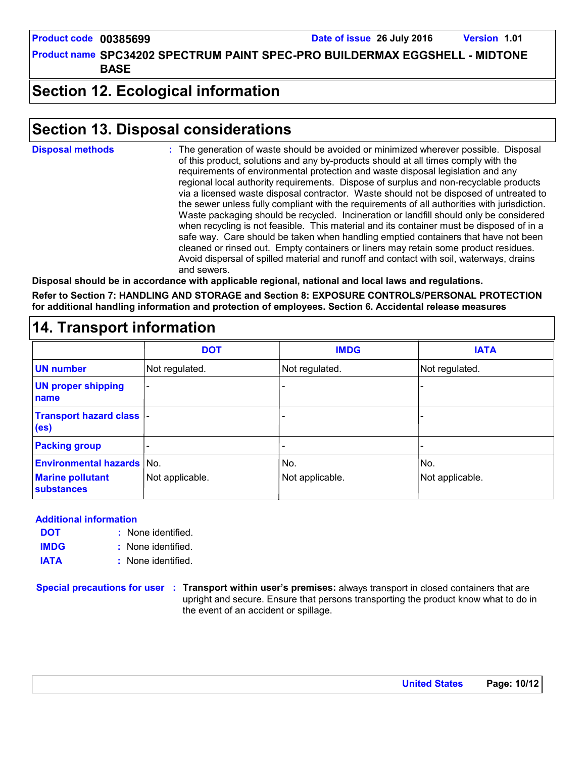## Section 12. Ecological information

## Section 13. Disposal considerations

**Disposal methods** : The generation of waste should be avoided or minimized wherever possible. Disposal of this product, solutions and any by-products should at all times comply with the requirements of environmental protection and waste disposal legislation and any regional local authority requirements. Dispose of surplus and non-recyclable products via a licensed waste disposal contractor. Waste should not be disposed of untreated to the sewer unless fully compliant with the requirements of all authorities with jurisdiction. Waste packaging should be recycled. Incineration or landfill should only be considered when recycling is not feasible. This material and its container must be disposed of in a safe way. Care should be taken when handling emptied containers that have not been cleaned or rinsed out. Empty containers or liners may retain some product residues. Avoid dispersal of spilled material and runoff and contact with soil, waterways, drains and sewers.

**Disposal should be in accordance with applicable regional, national and local laws and regulations.**

**Refer to Section 7: HANDLING AND STORAGE and Section 8: EXPOSURE CONTROLS/PERSONAL PROTECTION for additional handling information and protection of employees. Section 6. Accidental release measures**

## 14. Transport information

| | DOT | IMDG | IATA |
|---|---|---|---|
| **UN number** | Not regulated. | Not regulated. | Not regulated. |
| **UN proper shipping name** | - | - | - |
| **Transport hazard class (es)** | - | - | - |
| **Packing group** | - | - | - |
| **Environmental hazards** | No. | No. | No. |
| **Marine pollutant substances** | Not applicable. | Not applicable. | Not applicable. |

**Additional information**

**DOT** : None identified.

**IMDG** : None identified.

**IATA** : None identified.

**Special precautions for user** : **Transport within user's premises:** always transport in closed containers that are upright and secure. Ensure that persons transporting the product know what to do in the event of an accident or spillage.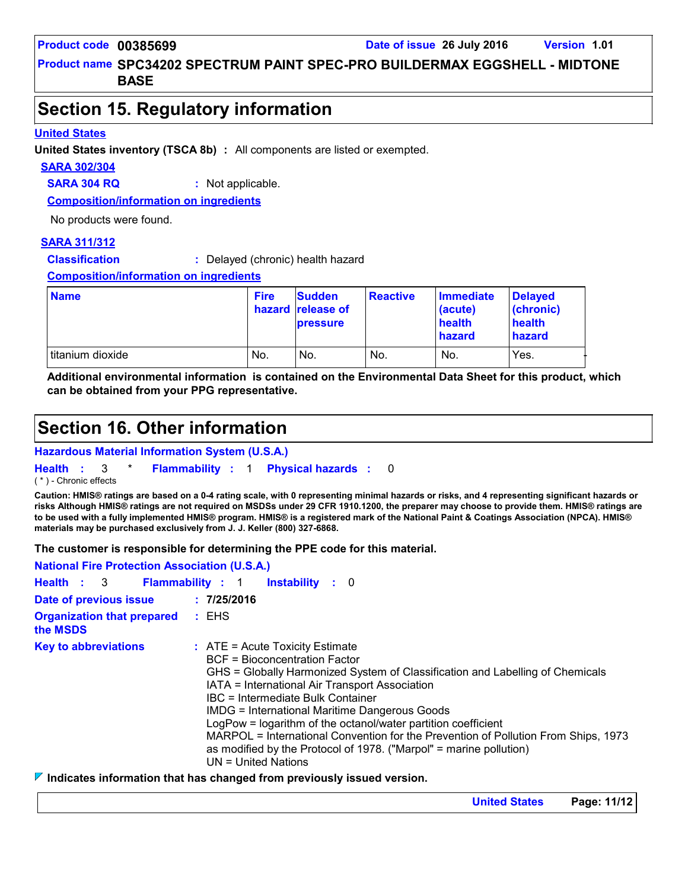Product code **00385699** Date of issue **26 July 2016** Version **1.01**

Product name **SPC34202 SPECTRUM PAINT SPEC-PRO BUILDERMAX EGGSHELL - MIDTONE BASE**

## Section 15. Regulatory information

### United States

**United States inventory (TSCA 8b)** : All components are listed or exempted.

**SARA 302/304**

**SARA 304 RQ** : Not applicable.

**Composition/information on ingredients**

No products were found.

**SARA 311/312**

**Classification** : Delayed (chronic) health hazard

**Composition/information on ingredients**

| Name | Fire hazard | Sudden release of pressure | Reactive | Immediate (acute) health hazard | Delayed (chronic) health hazard |
|---|---|---|---|---|---|
| titanium dioxide | No. | No. | No. | No. | Yes. |

**Additional environmental information is contained on the Environmental Data Sheet for this product, which can be obtained from your PPG representative.**

## Section 16. Other information

### Hazardous Material Information System (U.S.A.)

**Health** : 3 * **Flammability** : 1 **Physical hazards** : 0

( * ) - Chronic effects

**Caution: HMIS® ratings are based on a 0-4 rating scale, with 0 representing minimal hazards or risks, and 4 representing significant hazards or risks Although HMIS® ratings are not required on MSDSs under 29 CFR 1910.1200, the preparer may choose to provide them. HMIS® ratings are to be used with a fully implemented HMIS® program. HMIS® is a registered mark of the National Paint & Coatings Association (NPCA). HMIS® materials may be purchased exclusively from J. J. Keller (800) 327-6868.**

**The customer is responsible for determining the PPE code for this material.**

### National Fire Protection Association (U.S.A.)

**Health** : 3 **Flammability** : 1 **Instability** : 0

**Date of previous issue** : **7/25/2016**

**Organization that prepared the MSDS** : EHS

**Key to abbreviations** : ATE = Acute Toxicity Estimate
BCF = Bioconcentration Factor
GHS = Globally Harmonized System of Classification and Labelling of Chemicals
IATA = International Air Transport Association
IBC = Intermediate Bulk Container
IMDG = International Maritime Dangerous Goods
LogPow = logarithm of the octanol/water partition coefficient
MARPOL = International Convention for the Prevention of Pollution From Ships, 1973 as modified by the Protocol of 1978. ("Marpol" = marine pollution)
UN = United Nations

**Indicates information that has changed from previously issued version.**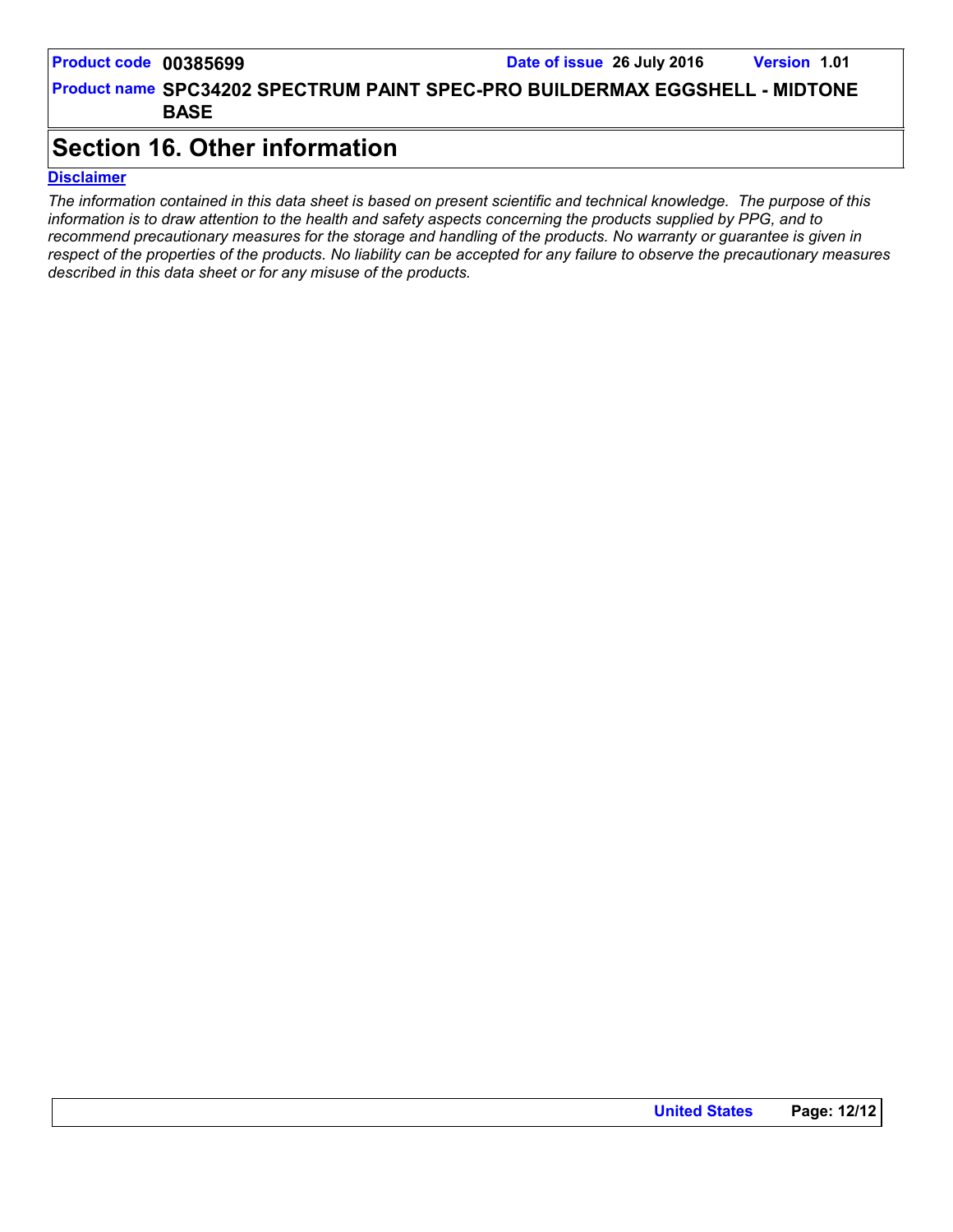## Section 16. Other information

**Disclaimer**

*The information contained in this data sheet is based on present scientific and technical knowledge. The purpose of this information is to draw attention to the health and safety aspects concerning the products supplied by PPG, and to recommend precautionary measures for the storage and handling of the products. No warranty or guarantee is given in respect of the properties of the products. No liability can be accepted for any failure to observe the precautionary measures described in this data sheet or for any misuse of the products.*